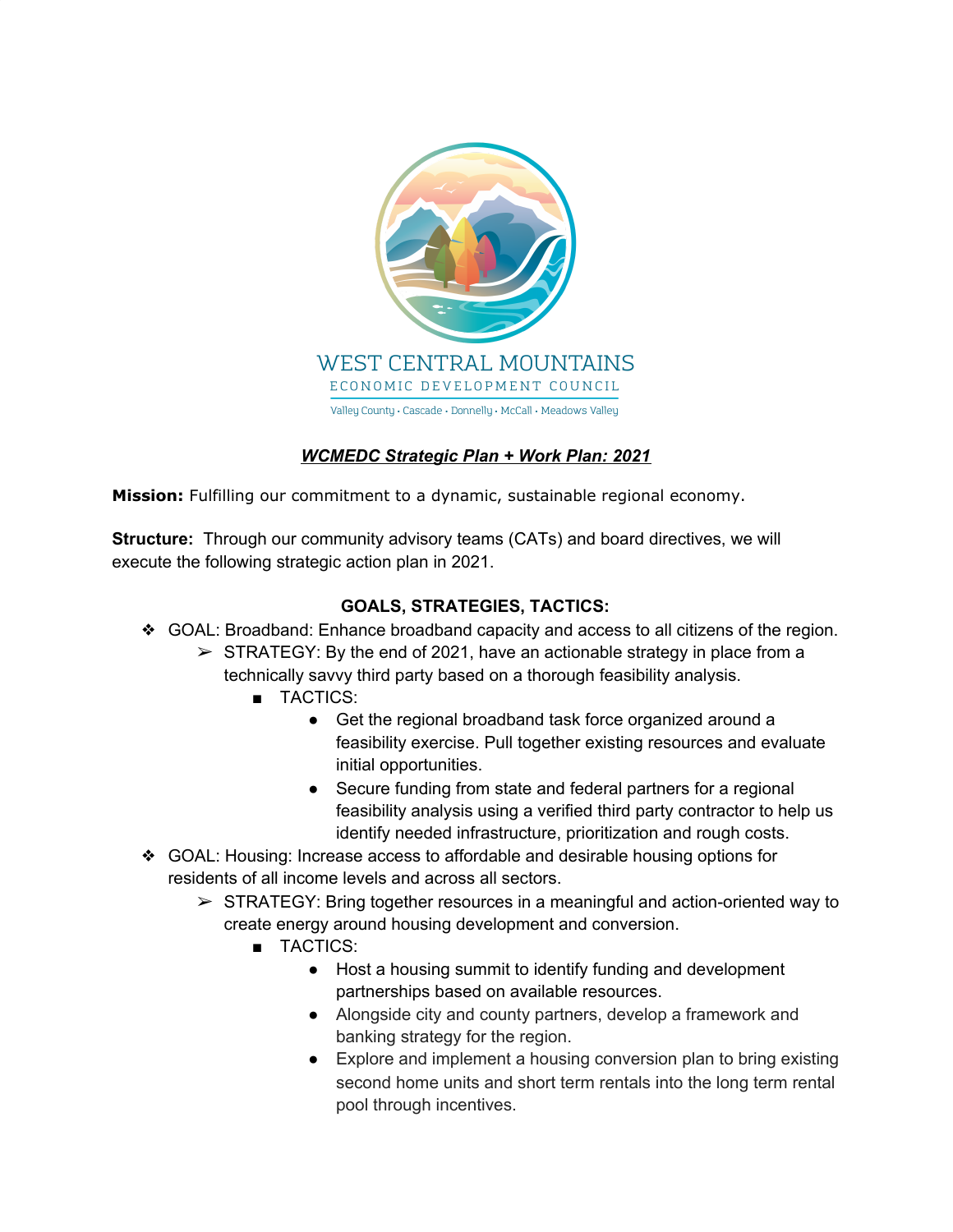WEST CENTRAL MOUNTAINS

ECONOMIC DEVELOPMENT COUNCIL

Valley County · Cascade · Donnelly · McCall · Meadows Valley

# ***WCMEDC Strategic Plan + Work Plan: 2021***

**Mission:** Fulfilling our commitment to a dynamic, sustainable regional economy.

**Structure:** Through our community advisory teams (CATs) and board directives, we will execute the following strategic action plan in 2021.

## GOALS, STRATEGIES, TACTICS:

- GOAL: Broadband: Enhance broadband capacity and access to all citizens of the region.
  - STRATEGY: By the end of 2021, have an actionable strategy in place from a technically savvy third party based on a thorough feasibility analysis.
    - TACTICS:
      - Get the regional broadband task force organized around a feasibility exercise. Pull together existing resources and evaluate initial opportunities.
      - Secure funding from state and federal partners for a regional feasibility analysis using a verified third party contractor to help us identify needed infrastructure, prioritization and rough costs.
- GOAL: Housing: Increase access to affordable and desirable housing options for residents of all income levels and across all sectors.
  - STRATEGY: Bring together resources in a meaningful and action-oriented way to create energy around housing development and conversion.
    - TACTICS:
      - Host a housing summit to identify funding and development partnerships based on available resources.
      - Alongside city and county partners, develop a framework and banking strategy for the region.
      - Explore and implement a housing conversion plan to bring existing second home units and short term rentals into the long term rental pool through incentives.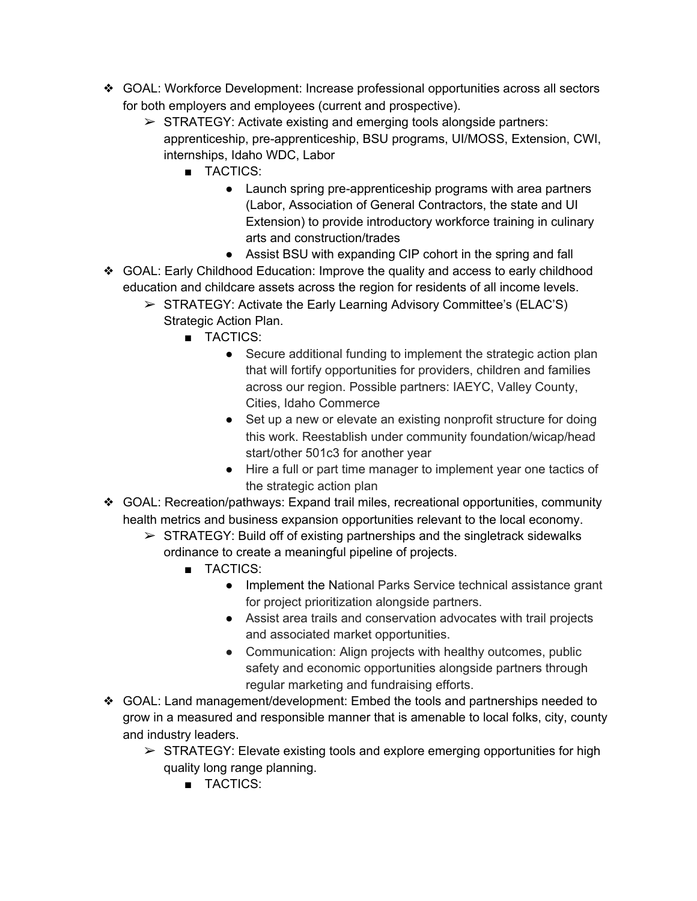- GOAL: Workforce Development: Increase professional opportunities across all sectors for both employers and employees (current and prospective).
    - STRATEGY: Activate existing and emerging tools alongside partners: apprenticeship, pre-apprenticeship, BSU programs, UI/MOSS, Extension, CWI, internships, Idaho WDC, Labor
        - TACTICS:
            - Launch spring pre-apprenticeship programs with area partners (Labor, Association of General Contractors, the state and UI Extension) to provide introductory workforce training in culinary arts and construction/trades
            - Assist BSU with expanding CIP cohort in the spring and fall
- GOAL: Early Childhood Education: Improve the quality and access to early childhood education and childcare assets across the region for residents of all income levels.
    - STRATEGY: Activate the Early Learning Advisory Committee's (ELAC'S) Strategic Action Plan.
        - TACTICS:
            - Secure additional funding to implement the strategic action plan that will fortify opportunities for providers, children and families across our region. Possible partners: IAEYC, Valley County, Cities, Idaho Commerce
            - Set up a new or elevate an existing nonprofit structure for doing this work. Reestablish under community foundation/wicap/head start/other 501c3 for another year
            - Hire a full or part time manager to implement year one tactics of the strategic action plan
- GOAL: Recreation/pathways: Expand trail miles, recreational opportunities, community health metrics and business expansion opportunities relevant to the local economy.
    - STRATEGY: Build off of existing partnerships and the singletrack sidewalks ordinance to create a meaningful pipeline of projects.
        - TACTICS:
            - Implement the National Parks Service technical assistance grant for project prioritization alongside partners.
            - Assist area trails and conservation advocates with trail projects and associated market opportunities.
            - Communication: Align projects with healthy outcomes, public safety and economic opportunities alongside partners through regular marketing and fundraising efforts.
- GOAL: Land management/development: Embed the tools and partnerships needed to grow in a measured and responsible manner that is amenable to local folks, city, county and industry leaders.
    - STRATEGY: Elevate existing tools and explore emerging opportunities for high quality long range planning.
        - TACTICS: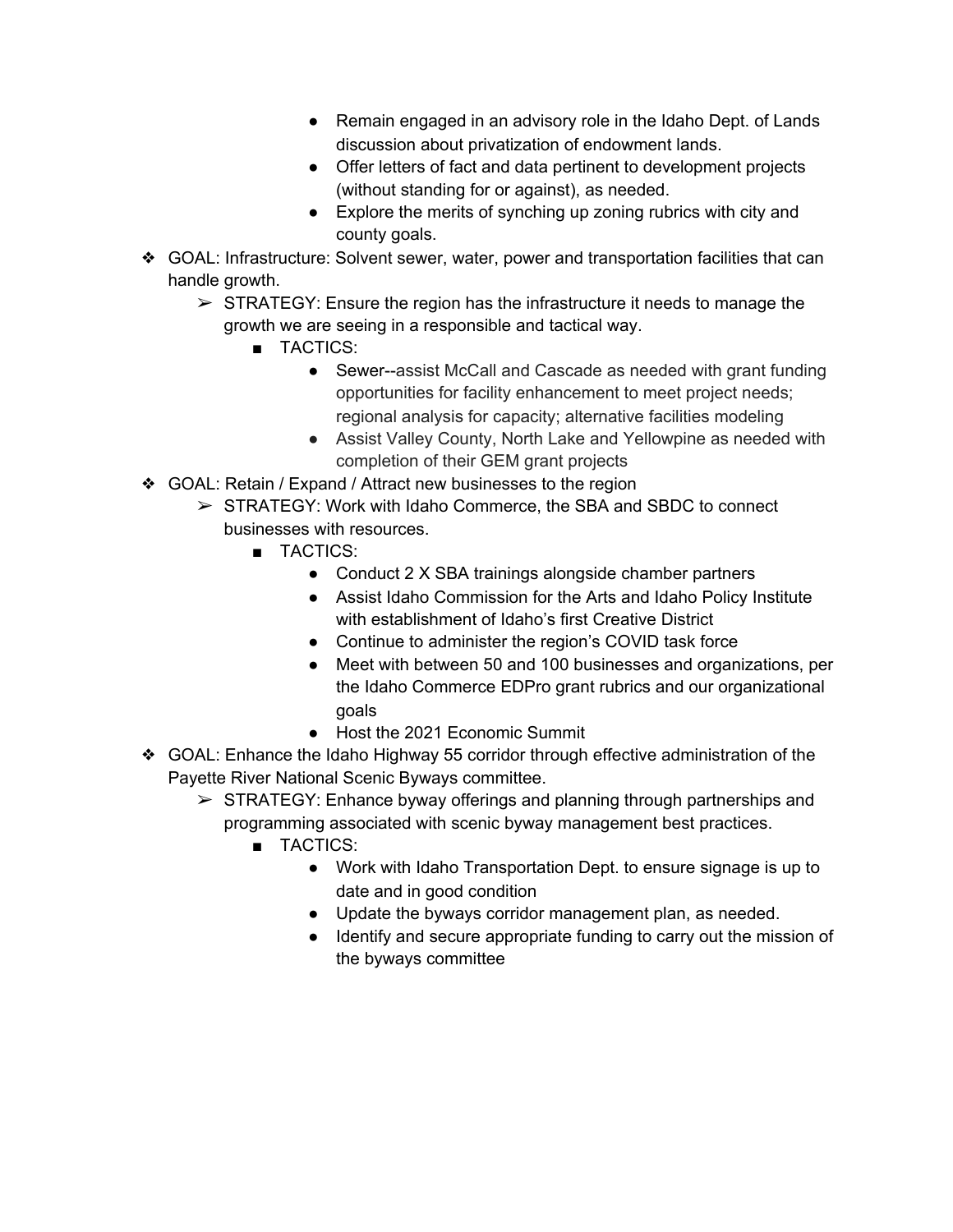- Remain engaged in an advisory role in the Idaho Dept. of Lands discussion about privatization of endowment lands.
        - Offer letters of fact and data pertinent to development projects (without standing for or against), as needed.
        - Explore the merits of synching up zoning rubrics with city and county goals.

- GOAL: Infrastructure: Solvent sewer, water, power and transportation facilities that can handle growth.
  - STRATEGY: Ensure the region has the infrastructure it needs to manage the growth we are seeing in a responsible and tactical way.
    - TACTICS:
      - Sewer--assist McCall and Cascade as needed with grant funding opportunities for facility enhancement to meet project needs; regional analysis for capacity; alternative facilities modeling
      - Assist Valley County, North Lake and Yellowpine as needed with completion of their GEM grant projects
- GOAL: Retain / Expand / Attract new businesses to the region
  - STRATEGY: Work with Idaho Commerce, the SBA and SBDC to connect businesses with resources.
    - TACTICS:
      - Conduct 2 X SBA trainings alongside chamber partners
      - Assist Idaho Commission for the Arts and Idaho Policy Institute with establishment of Idaho's first Creative District
      - Continue to administer the region's COVID task force
      - Meet with between 50 and 100 businesses and organizations, per the Idaho Commerce EDPro grant rubrics and our organizational goals
      - Host the 2021 Economic Summit
- GOAL: Enhance the Idaho Highway 55 corridor through effective administration of the Payette River National Scenic Byways committee.
  - STRATEGY: Enhance byway offerings and planning through partnerships and programming associated with scenic byway management best practices.
    - TACTICS:
      - Work with Idaho Transportation Dept. to ensure signage is up to date and in good condition
      - Update the byways corridor management plan, as needed.
      - Identify and secure appropriate funding to carry out the mission of the byways committee